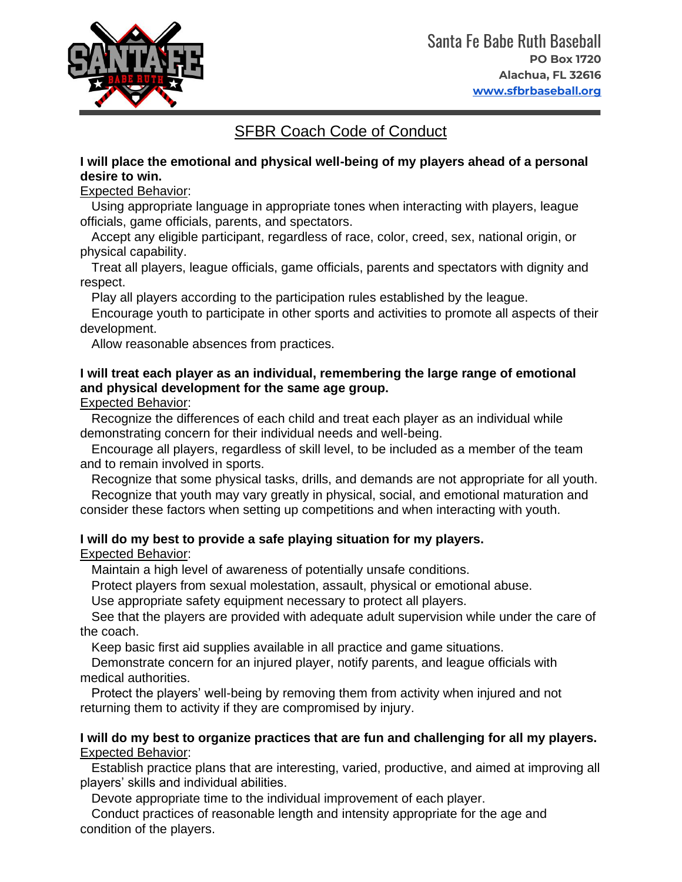Santa Fe Babe Ruth Baseball
**PO Box 1720**
**Alachua, FL 32616**
**www.sfbrbaseball.org**

# SFBR Coach Code of Conduct

**I will place the emotional and physical well-being of my players ahead of a personal desire to win.**

Expected Behavior:

- Using appropriate language in appropriate tones when interacting with players, league officials, game officials, parents, and spectators.
- Accept any eligible participant, regardless of race, color, creed, sex, national origin, or physical capability.
- Treat all players, league officials, game officials, parents and spectators with dignity and respect.
- Play all players according to the participation rules established by the league.
- Encourage youth to participate in other sports and activities to promote all aspects of their development.
- Allow reasonable absences from practices.

**I will treat each player as an individual, remembering the large range of emotional and physical development for the same age group.**

Expected Behavior:

- Recognize the differences of each child and treat each player as an individual while demonstrating concern for their individual needs and well-being.
- Encourage all players, regardless of skill level, to be included as a member of the team and to remain involved in sports.
- Recognize that some physical tasks, drills, and demands are not appropriate for all youth.
- Recognize that youth may vary greatly in physical, social, and emotional maturation and consider these factors when setting up competitions and when interacting with youth.

**I will do my best to provide a safe playing situation for my players.**

Expected Behavior:

- Maintain a high level of awareness of potentially unsafe conditions.
- Protect players from sexual molestation, assault, physical or emotional abuse.
- Use appropriate safety equipment necessary to protect all players.
- See that the players are provided with adequate adult supervision while under the care of the coach.
- Keep basic first aid supplies available in all practice and game situations.
- Demonstrate concern for an injured player, notify parents, and league officials with medical authorities.
- Protect the players' well-being by removing them from activity when injured and not returning them to activity if they are compromised by injury.

**I will do my best to organize practices that are fun and challenging for all my players.**

Expected Behavior:

- Establish practice plans that are interesting, varied, productive, and aimed at improving all players' skills and individual abilities.
- Devote appropriate time to the individual improvement of each player.
- Conduct practices of reasonable length and intensity appropriate for the age and condition of the players.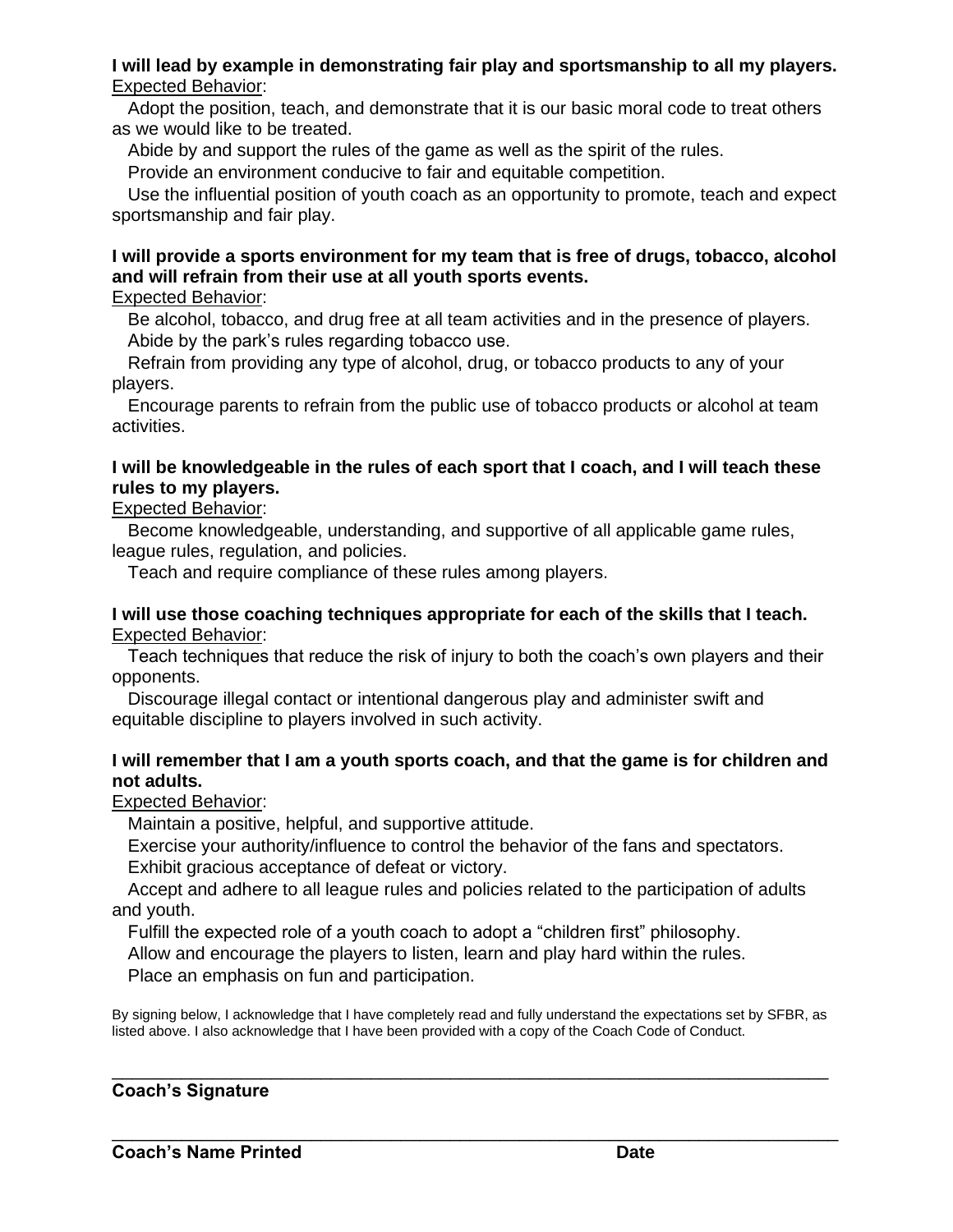**I will lead by example in demonstrating fair play and sportsmanship to all my players.**
Expected Behavior:

Adopt the position, teach, and demonstrate that it is our basic moral code to treat others as we would like to be treated.

Abide by and support the rules of the game as well as the spirit of the rules.

Provide an environment conducive to fair and equitable competition.

Use the influential position of youth coach as an opportunity to promote, teach and expect sportsmanship and fair play.

**I will provide a sports environment for my team that is free of drugs, tobacco, alcohol and will refrain from their use at all youth sports events.**
Expected Behavior:

Be alcohol, tobacco, and drug free at all team activities and in the presence of players.

Abide by the park's rules regarding tobacco use.

Refrain from providing any type of alcohol, drug, or tobacco products to any of your players.

Encourage parents to refrain from the public use of tobacco products or alcohol at team activities.

**I will be knowledgeable in the rules of each sport that I coach, and I will teach these rules to my players.**
Expected Behavior:

Become knowledgeable, understanding, and supportive of all applicable game rules, league rules, regulation, and policies.

Teach and require compliance of these rules among players.

**I will use those coaching techniques appropriate for each of the skills that I teach.**
Expected Behavior:

Teach techniques that reduce the risk of injury to both the coach's own players and their opponents.

Discourage illegal contact or intentional dangerous play and administer swift and equitable discipline to players involved in such activity.

**I will remember that I am a youth sports coach, and that the game is for children and not adults.**
Expected Behavior:

Maintain a positive, helpful, and supportive attitude.

Exercise your authority/influence to control the behavior of the fans and spectators.

Exhibit gracious acceptance of defeat or victory.

Accept and adhere to all league rules and policies related to the participation of adults and youth.

Fulfill the expected role of a youth coach to adopt a "children first" philosophy.

Allow and encourage the players to listen, learn and play hard within the rules.

Place an emphasis on fun and participation.

By signing below, I acknowledge that I have completely read and fully understand the expectations set by SFBR, as listed above. I also acknowledge that I have been provided with a copy of the Coach Code of Conduct.

\_\_\_\_\_\_\_\_\_\_\_\_\_\_\_\_\_\_\_\_\_\_\_\_\_\_\_\_\_\_\_\_\_\_\_\_\_\_\_\_\_\_\_\_\_\_\_\_\_\_\_\_\_\_\_\_\_\_\_\_
**Coach's Signature**

\_\_\_\_\_\_\_\_\_\_\_\_\_\_\_\_\_\_\_\_\_\_\_\_\_\_\_\_\_\_\_\_\_\_\_\_\_\_\_\_\_\_\_\_\_\_\_\_\_\_\_\_\_\_\_\_\_\_\_\_
**Coach's Name Printed** **Date**